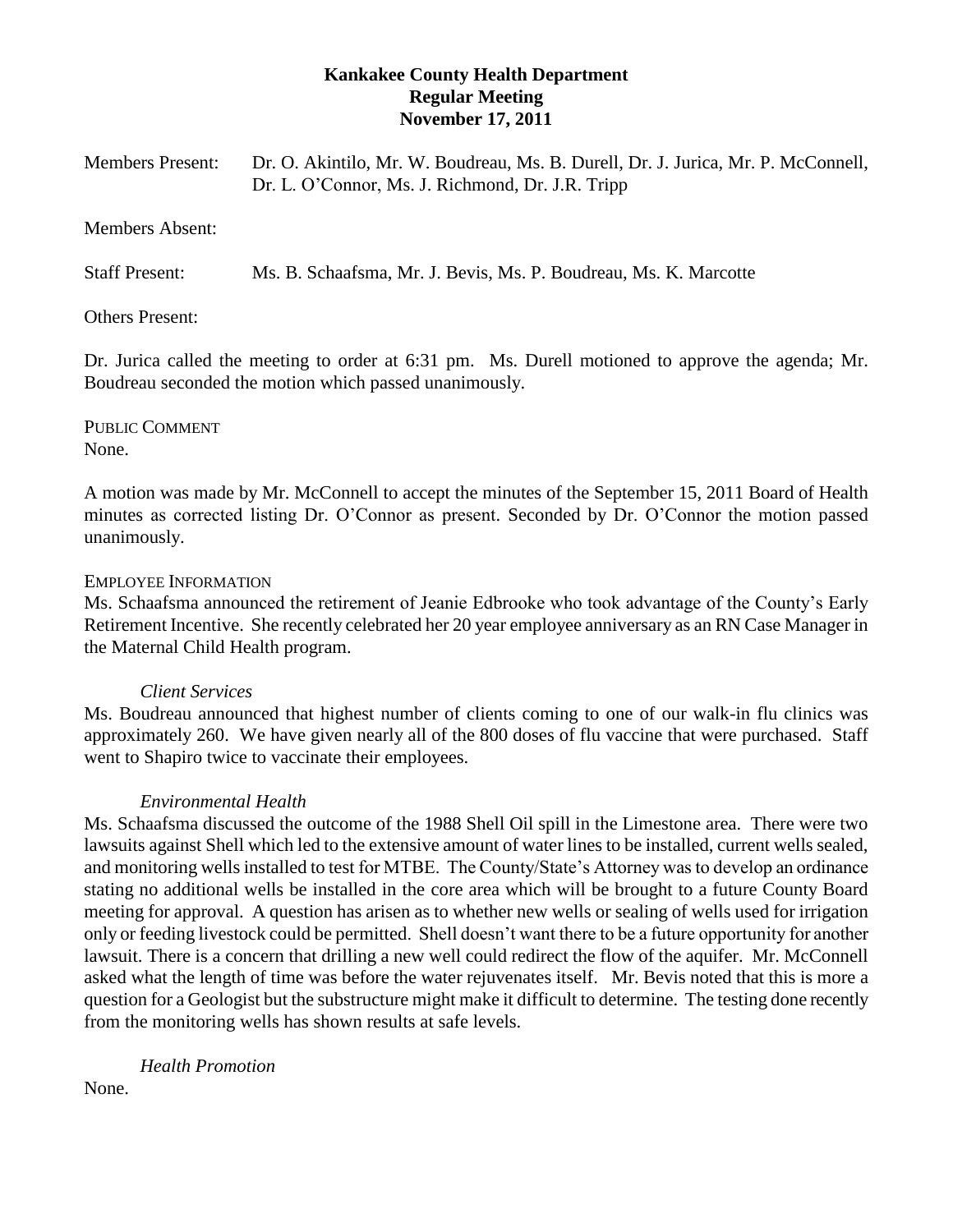# Kankakee County Health Department
## Regular Meeting
## November 17, 2011

Members Present: Dr. O. Akintilo, Mr. W. Boudreau, Ms. B. Durell, Dr. J. Jurica, Mr. P. McConnell, Dr. L. O'Connor, Ms. J. Richmond, Dr. J.R. Tripp

Members Absent:

Staff Present: Ms. B. Schaafsma, Mr. J. Bevis, Ms. P. Boudreau, Ms. K. Marcotte

Others Present:

Dr. Jurica called the meeting to order at 6:31 pm. Ms. Durell motioned to approve the agenda; Mr. Boudreau seconded the motion which passed unanimously.

PUBLIC COMMENT
None.

A motion was made by Mr. McConnell to accept the minutes of the September 15, 2011 Board of Health minutes as corrected listing Dr. O'Connor as present. Seconded by Dr. O'Connor the motion passed unanimously.

EMPLOYEE INFORMATION
Ms. Schaafsma announced the retirement of Jeanie Edbrooke who took advantage of the County's Early Retirement Incentive. She recently celebrated her 20 year employee anniversary as an RN Case Manager in the Maternal Child Health program.

*Client Services*
Ms. Boudreau announced that highest number of clients coming to one of our walk-in flu clinics was approximately 260. We have given nearly all of the 800 doses of flu vaccine that were purchased. Staff went to Shapiro twice to vaccinate their employees.

*Environmental Health*
Ms. Schaafsma discussed the outcome of the 1988 Shell Oil spill in the Limestone area. There were two lawsuits against Shell which led to the extensive amount of water lines to be installed, current wells sealed, and monitoring wells installed to test for MTBE. The County/State's Attorney was to develop an ordinance stating no additional wells be installed in the core area which will be brought to a future County Board meeting for approval. A question has arisen as to whether new wells or sealing of wells used for irrigation only or feeding livestock could be permitted. Shell doesn't want there to be a future opportunity for another lawsuit. There is a concern that drilling a new well could redirect the flow of the aquifer. Mr. McConnell asked what the length of time was before the water rejuvenates itself. Mr. Bevis noted that this is more a question for a Geologist but the substructure might make it difficult to determine. The testing done recently from the monitoring wells has shown results at safe levels.

*Health Promotion*
None.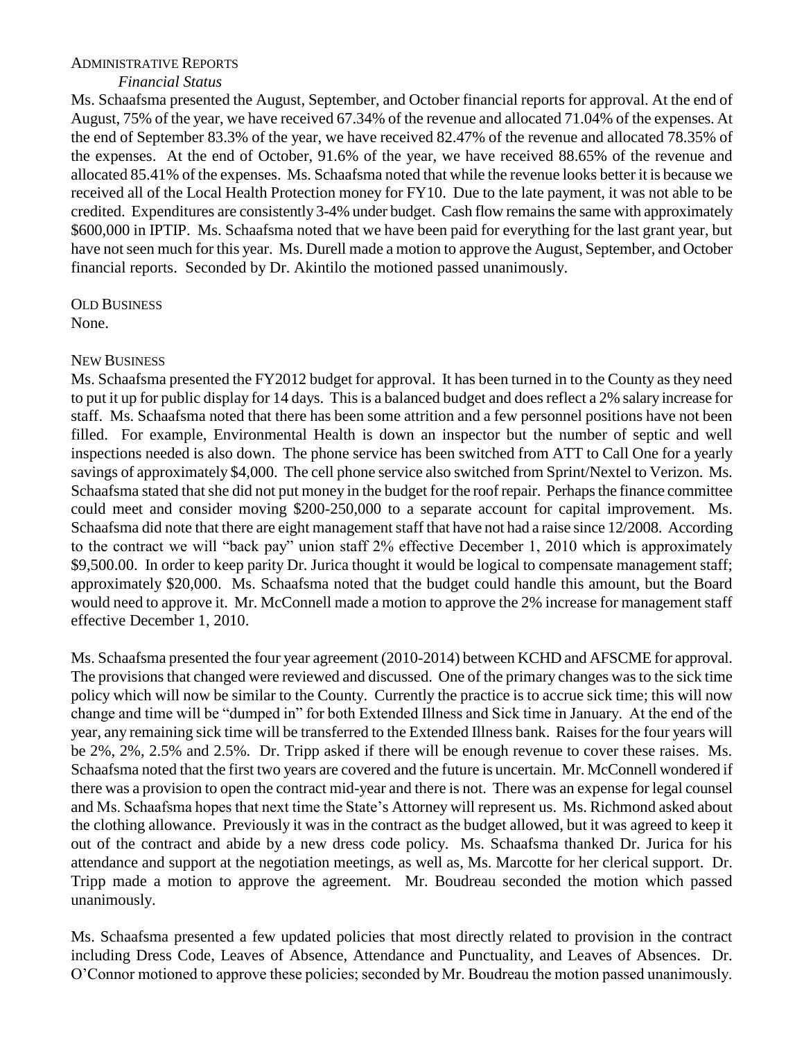## Administrative Reports

*Financial Status*

Ms. Schaafsma presented the August, September, and October financial reports for approval. At the end of August, 75% of the year, we have received 67.34% of the revenue and allocated 71.04% of the expenses. At the end of September 83.3% of the year, we have received 82.47% of the revenue and allocated 78.35% of the expenses. At the end of October, 91.6% of the year, we have received 88.65% of the revenue and allocated 85.41% of the expenses. Ms. Schaafsma noted that while the revenue looks better it is because we received all of the Local Health Protection money for FY10. Due to the late payment, it was not able to be credited. Expenditures are consistently 3-4% under budget. Cash flow remains the same with approximately $600,000 in IPTIP. Ms. Schaafsma noted that we have been paid for everything for the last grant year, but have not seen much for this year. Ms. Durell made a motion to approve the August, September, and October financial reports. Seconded by Dr. Akintilo the motioned passed unanimously.

## Old Business

None.

## New Business

Ms. Schaafsma presented the FY2012 budget for approval. It has been turned in to the County as they need to put it up for public display for 14 days. This is a balanced budget and does reflect a 2% salary increase for staff. Ms. Schaafsma noted that there has been some attrition and a few personnel positions have not been filled. For example, Environmental Health is down an inspector but the number of septic and well inspections needed is also down. The phone service has been switched from ATT to Call One for a yearly savings of approximately $4,000. The cell phone service also switched from Sprint/Nextel to Verizon. Ms. Schaafsma stated that she did not put money in the budget for the roof repair. Perhaps the finance committee could meet and consider moving $200-250,000 to a separate account for capital improvement. Ms. Schaafsma did note that there are eight management staff that have not had a raise since 12/2008. According to the contract we will "back pay" union staff 2% effective December 1, 2010 which is approximately $9,500.00. In order to keep parity Dr. Jurica thought it would be logical to compensate management staff; approximately $20,000. Ms. Schaafsma noted that the budget could handle this amount, but the Board would need to approve it. Mr. McConnell made a motion to approve the 2% increase for management staff effective December 1, 2010.

Ms. Schaafsma presented the four year agreement (2010-2014) between KCHD and AFSCME for approval. The provisions that changed were reviewed and discussed. One of the primary changes was to the sick time policy which will now be similar to the County. Currently the practice is to accrue sick time; this will now change and time will be "dumped in" for both Extended Illness and Sick time in January. At the end of the year, any remaining sick time will be transferred to the Extended Illness bank. Raises for the four years will be 2%, 2%, 2.5% and 2.5%. Dr. Tripp asked if there will be enough revenue to cover these raises. Ms. Schaafsma noted that the first two years are covered and the future is uncertain. Mr. McConnell wondered if there was a provision to open the contract mid-year and there is not. There was an expense for legal counsel and Ms. Schaafsma hopes that next time the State's Attorney will represent us. Ms. Richmond asked about the clothing allowance. Previously it was in the contract as the budget allowed, but it was agreed to keep it out of the contract and abide by a new dress code policy. Ms. Schaafsma thanked Dr. Jurica for his attendance and support at the negotiation meetings, as well as, Ms. Marcotte for her clerical support. Dr. Tripp made a motion to approve the agreement. Mr. Boudreau seconded the motion which passed unanimously.

Ms. Schaafsma presented a few updated policies that most directly related to provision in the contract including Dress Code, Leaves of Absence, Attendance and Punctuality, and Leaves of Absences. Dr. O'Connor motioned to approve these policies; seconded by Mr. Boudreau the motion passed unanimously.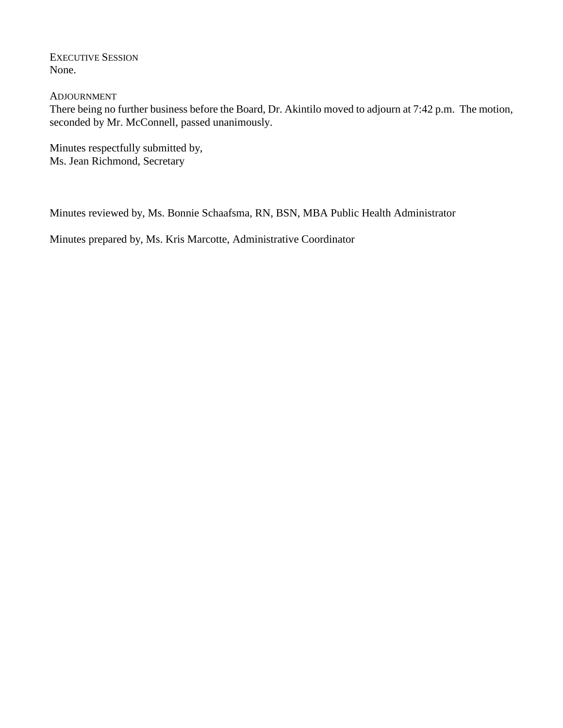## Executive Session

None.

## Adjournment

There being no further business before the Board, Dr. Akintilo moved to adjourn at 7:42 p.m. The motion, seconded by Mr. McConnell, passed unanimously.

Minutes respectfully submitted by,
Ms. Jean Richmond, Secretary

Minutes reviewed by, Ms. Bonnie Schaafsma, RN, BSN, MBA Public Health Administrator

Minutes prepared by, Ms. Kris Marcotte, Administrative Coordinator